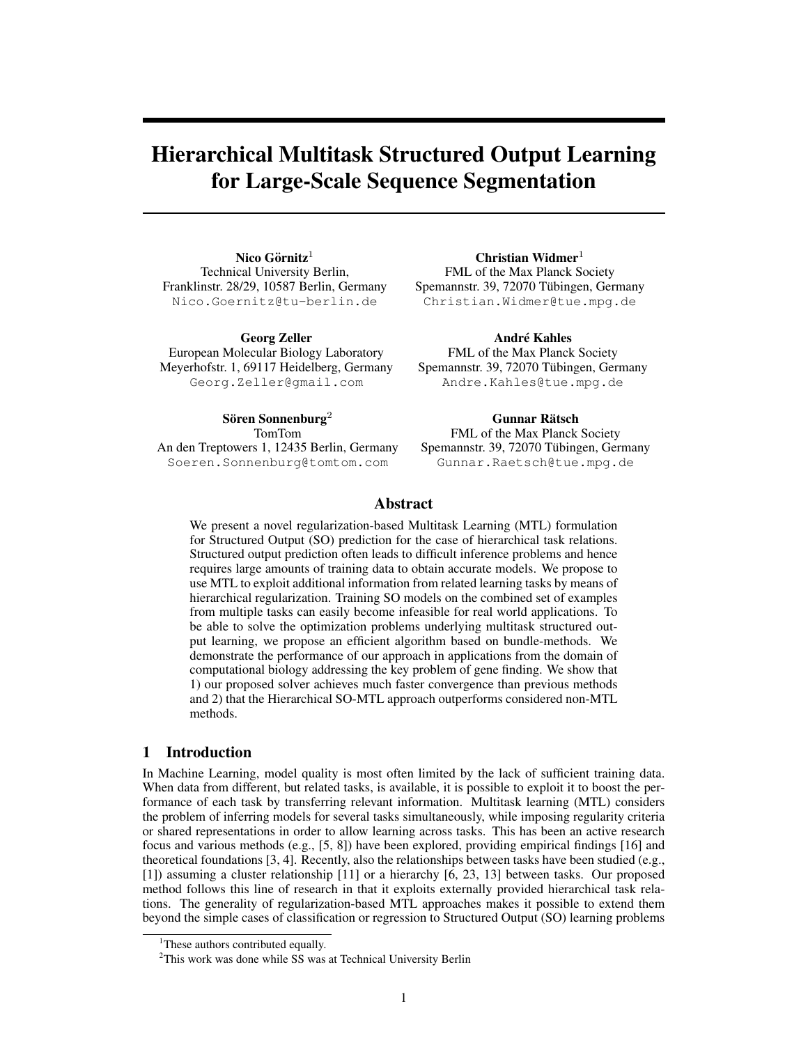# Hierarchical Multitask Structured Output Learning for Large-Scale Sequence Segmentation

**Nico Görnitz**[1]
Technical University Berlin,
Franklinstr. 28/29, 10587 Berlin, Germany
Nico.Goernitz@tu-berlin.de

**Christian Widmer**[1]
FML of the Max Planck Society
Spemannstr. 39, 72070 Tübingen, Germany
Christian.Widmer@tue.mpg.de

**Georg Zeller**
European Molecular Biology Laboratory
Meyerhofstr. 1, 69117 Heidelberg, Germany
Georg.Zeller@gmail.com

**André Kahles**
FML of the Max Planck Society
Spemannstr. 39, 72070 Tübingen, Germany
Andre.Kahles@tue.mpg.de

**Sören Sonnenburg**[2]
TomTom
An den Treptowers 1, 12435 Berlin, Germany
Soeren.Sonnenburg@tomtom.com

**Gunnar Rätsch**
FML of the Max Planck Society
Spemannstr. 39, 72070 Tübingen, Germany
Gunnar.Raetsch@tue.mpg.de

## Abstract

We present a novel regularization-based Multitask Learning (MTL) formulation for Structured Output (SO) prediction for the case of hierarchical task relations. Structured output prediction often leads to difficult inference problems and hence requires large amounts of training data to obtain accurate models. We propose to use MTL to exploit additional information from related learning tasks by means of hierarchical regularization. Training SO models on the combined set of examples from multiple tasks can easily become infeasible for real world applications. To be able to solve the optimization problems underlying multitask structured output learning, we propose an efficient algorithm based on bundle-methods. We demonstrate the performance of our approach in applications from the domain of computational biology addressing the key problem of gene finding. We show that 1) our proposed solver achieves much faster convergence than previous methods and 2) that the Hierarchical SO-MTL approach outperforms considered non-MTL methods.

## 1 Introduction

In Machine Learning, model quality is most often limited by the lack of sufficient training data. When data from different, but related tasks, is available, it is possible to exploit it to boost the performance of each task by transferring relevant information. Multitask learning (MTL) considers the problem of inferring models for several tasks simultaneously, while imposing regularity criteria or shared representations in order to allow learning across tasks. This has been an active research focus and various methods (e.g., [5, 8]) have been explored, providing empirical findings [16] and theoretical foundations [3, 4]. Recently, also the relationships between tasks have been studied (e.g., [1]) assuming a cluster relationship [11] or a hierarchy [6, 23, 13] between tasks. Our proposed method follows this line of research in that it exploits externally provided hierarchical task relations. The generality of regularization-based MTL approaches makes it possible to extend them beyond the simple cases of classification or regression to Structured Output (SO) learning problems

[1]These authors contributed equally.

[2]This work was done while SS was at Technical University Berlin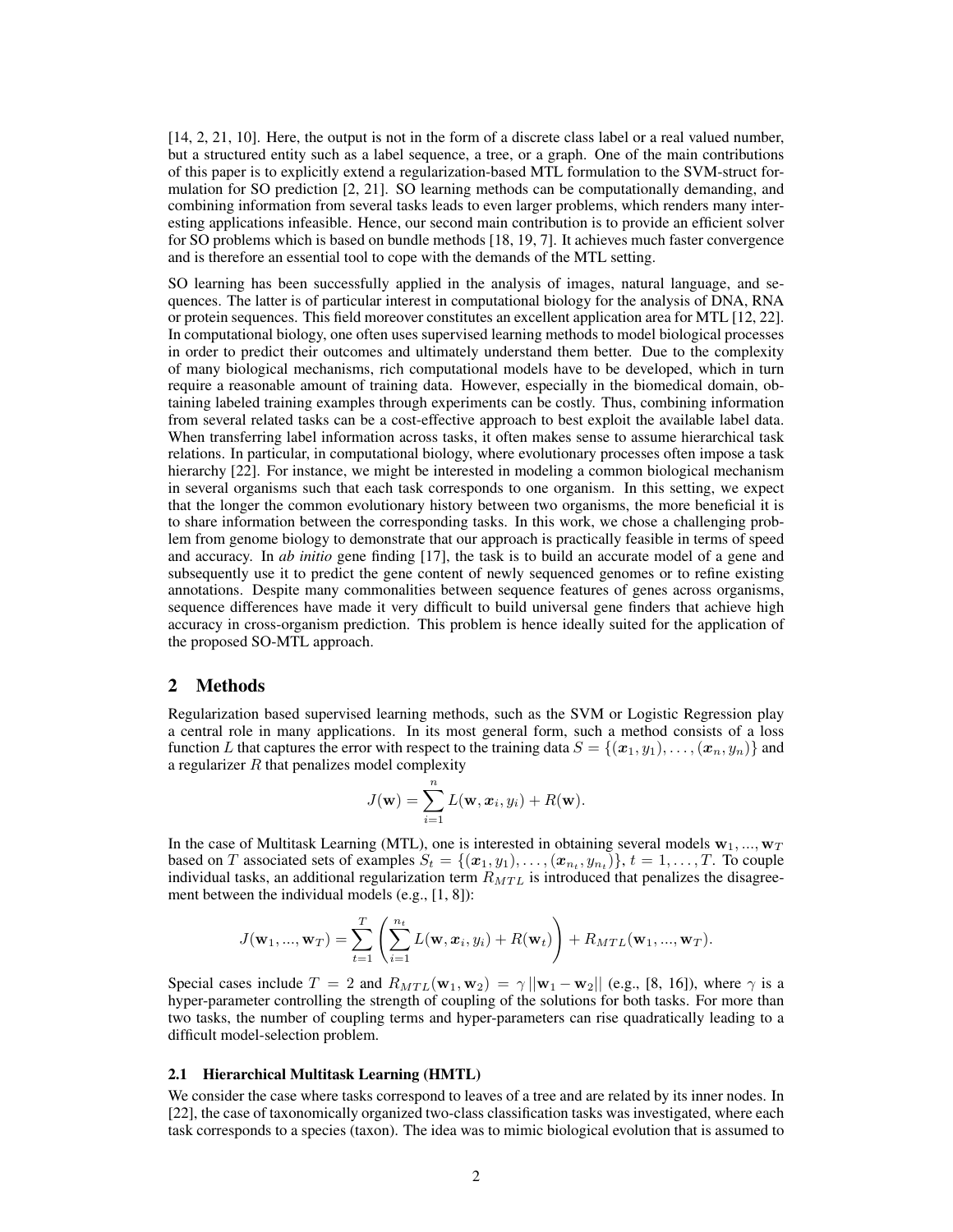[14, 2, 21, 10]. Here, the output is not in the form of a discrete class label or a real valued number, but a structured entity such as a label sequence, a tree, or a graph. One of the main contributions of this paper is to explicitly extend a regularization-based MTL formulation to the SVM-struct formulation for SO prediction [2, 21]. SO learning methods can be computationally demanding, and combining information from several tasks leads to even larger problems, which renders many interesting applications infeasible. Hence, our second main contribution is to provide an efficient solver for SO problems which is based on bundle methods [18, 19, 7]. It achieves much faster convergence and is therefore an essential tool to cope with the demands of the MTL setting.

SO learning has been successfully applied in the analysis of images, natural language, and sequences. The latter is of particular interest in computational biology for the analysis of DNA, RNA or protein sequences. This field moreover constitutes an excellent application area for MTL [12, 22]. In computational biology, one often uses supervised learning methods to model biological processes in order to predict their outcomes and ultimately understand them better. Due to the complexity of many biological mechanisms, rich computational models have to be developed, which in turn require a reasonable amount of training data. However, especially in the biomedical domain, obtaining labeled training examples through experiments can be costly. Thus, combining information from several related tasks can be a cost-effective approach to best exploit the available label data. When transferring label information across tasks, it often makes sense to assume hierarchical task relations. In particular, in computational biology, where evolutionary processes often impose a task hierarchy [22]. For instance, we might be interested in modeling a common biological mechanism in several organisms such that each task corresponds to one organism. In this setting, we expect that the longer the common evolutionary history between two organisms, the more beneficial it is to share information between the corresponding tasks. In this work, we chose a challenging problem from genome biology to demonstrate that our approach is practically feasible in terms of speed and accuracy. In *ab initio* gene finding [17], the task is to build an accurate model of a gene and subsequently use it to predict the gene content of newly sequenced genomes or to refine existing annotations. Despite many commonalities between sequence features of genes across organisms, sequence differences have made it very difficult to build universal gene finders that achieve high accuracy in cross-organism prediction. This problem is hence ideally suited for the application of the proposed SO-MTL approach.

## 2 Methods

Regularization based supervised learning methods, such as the SVM or Logistic Regression play a central role in many applications. In its most general form, such a method consists of a loss function $L$ that captures the error with respect to the training data $S = \{(\boldsymbol{x}_1, y_1), \ldots, (\boldsymbol{x}_n, y_n)\}$ and a regularizer $R$ that penalizes model complexity

$$J(\mathbf{w}) = \sum_{i=1}^{n} L(\mathbf{w}, \boldsymbol{x}_i, y_i) + R(\mathbf{w}).$$

In the case of Multitask Learning (MTL), one is interested in obtaining several models $\mathbf{w}_1, ..., \mathbf{w}_T$ based on $T$ associated sets of examples $S_t = \{(\boldsymbol{x}_1, y_1), \ldots, (\boldsymbol{x}_{n_t}, y_{n_t})\}$, $t = 1, \ldots, T$. To couple individual tasks, an additional regularization term $R_{MTL}$ is introduced that penalizes the disagreement between the individual models (e.g., [1, 8]):

$$J(\mathbf{w}_1, ..., \mathbf{w}_T) = \sum_{t=1}^{T} \left( \sum_{i=1}^{n_t} L(\mathbf{w}, \boldsymbol{x}_i, y_i) + R(\mathbf{w}_t) \right) + R_{MTL}(\mathbf{w}_1, ..., \mathbf{w}_T).$$

Special cases include $T = 2$ and $R_{MTL}(\mathbf{w}_1, \mathbf{w}_2) = \gamma \,||\mathbf{w}_1 - \mathbf{w}_2||$ (e.g., [8, 16]), where $\gamma$ is a hyper-parameter controlling the strength of coupling of the solutions for both tasks. For more than two tasks, the number of coupling terms and hyper-parameters can rise quadratically leading to a difficult model-selection problem.

### 2.1 Hierarchical Multitask Learning (HMTL)

We consider the case where tasks correspond to leaves of a tree and are related by its inner nodes. In [22], the case of taxonomically organized two-class classification tasks was investigated, where each task corresponds to a species (taxon). The idea was to mimic biological evolution that is assumed to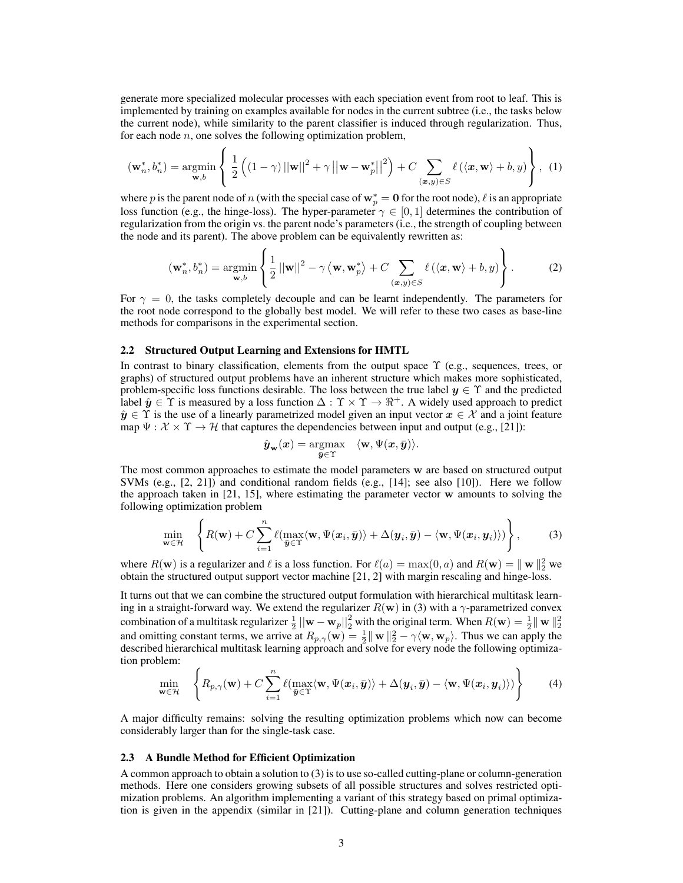generate more specialized molecular processes with each speciation event from root to leaf. This is implemented by training on examples available for nodes in the current subtree (i.e., the tasks below the current node), while similarity to the parent classifier is induced through regularization. Thus, for each node $n$, one solves the following optimization problem,

$$(\mathbf{w}_n^*, b_n^*) = \underset{\mathbf{w},b}{\operatorname{argmin}} \left\{ \frac{1}{2} \left( (1-\gamma) \left|\left|\mathbf{w}\right|\right|^2 + \gamma \left|\left|\mathbf{w} - \mathbf{w}_p^*\right|\right|^2 \right) + C \sum_{(\boldsymbol{x},y)\in S} \ell\left(\langle \boldsymbol{x}, \mathbf{w}\rangle + b, y\right) \right\}, \quad (1)$$

where $p$ is the parent node of $n$ (with the special case of $\mathbf{w}_p^* = \mathbf{0}$ for the root node), $\ell$ is an appropriate loss function (e.g., the hinge-loss). The hyper-parameter $\gamma \in [0, 1]$ determines the contribution of regularization from the origin vs. the parent node's parameters (i.e., the strength of coupling between the node and its parent). The above problem can be equivalently rewritten as:

$$(\mathbf{w}_n^*, b_n^*) = \underset{\mathbf{w},b}{\operatorname{argmin}} \left\{ \frac{1}{2} \left|\left|\mathbf{w}\right|\right|^2 - \gamma \left\langle \mathbf{w}, \mathbf{w}_p^* \right\rangle + C \sum_{(\boldsymbol{x},y)\in S} \ell\left(\langle \boldsymbol{x}, \mathbf{w}\rangle + b, y\right) \right\}. \quad (2)$$

For $\gamma = 0$, the tasks completely decouple and can be learnt independently. The parameters for the root node correspond to the globally best model. We will refer to these two cases as base-line methods for comparisons in the experimental section.

### 2.2 Structured Output Learning and Extensions for HMTL

In contrast to binary classification, elements from the output space $\Upsilon$ (e.g., sequences, trees, or graphs) of structured output problems have an inherent structure which makes more sophisticated, problem-specific loss functions desirable. The loss between the true label $\boldsymbol{y} \in \Upsilon$ and the predicted label $\hat{\boldsymbol{y}} \in \Upsilon$ is measured by a loss function $\Delta : \Upsilon \times \Upsilon \to \Re^+$. A widely used approach to predict $\hat{\boldsymbol{y}} \in \Upsilon$ is the use of a linearly parametrized model given an input vector $\boldsymbol{x} \in \mathcal{X}$ and a joint feature map $\Psi : \mathcal{X} \times \Upsilon \to \mathcal{H}$ that captures the dependencies between input and output (e.g., [21]):

$$\hat{\boldsymbol{y}}_{\mathbf{w}}(\boldsymbol{x}) = \underset{\bar{\boldsymbol{y}}\in\Upsilon}{\operatorname{argmax}} \quad \langle \mathbf{w}, \Psi(\boldsymbol{x}, \bar{\boldsymbol{y}})\rangle.$$

The most common approaches to estimate the model parameters $\mathbf{w}$ are based on structured output SVMs (e.g., [2, 21]) and conditional random fields (e.g., [14]; see also [10]). Here we follow the approach taken in [21, 15], where estimating the parameter vector $\mathbf{w}$ amounts to solving the following optimization problem

$$\min_{\mathbf{w}\in\mathcal{H}} \quad \left\{ R(\mathbf{w}) + C \sum_{i=1}^{n} \ell(\max_{\bar{\boldsymbol{y}}\in\Upsilon} \langle \mathbf{w}, \Psi(\boldsymbol{x}_i, \bar{\boldsymbol{y}})\rangle + \Delta(\boldsymbol{y}_i, \bar{\boldsymbol{y}}) - \langle \mathbf{w}, \Psi(\boldsymbol{x}_i, \boldsymbol{y}_i)\rangle) \right\}, \quad (3)$$

where $R(\mathbf{w})$ is a regularizer and $\ell$ is a loss function. For $\ell(a) = \max(0, a)$ and $R(\mathbf{w}) = \|\mathbf{w}\|_2^2$ we obtain the structured output support vector machine [21, 2] with margin rescaling and hinge-loss.

It turns out that we can combine the structured output formulation with hierarchical multitask learning in a straight-forward way. We extend the regularizer $R(\mathbf{w})$ in (3) with a $\gamma$-parametrized convex combination of a multitask regularizer $\frac{1}{2}\left|\left|\mathbf{w} - \mathbf{w}_p\right|\right|_2^2$ with the original term. When $R(\mathbf{w}) = \frac{1}{2}\|\mathbf{w}\|_2^2$ and omitting constant terms, we arrive at $R_{p,\gamma}(\mathbf{w}) = \frac{1}{2}\|\mathbf{w}\|_2^2 - \gamma\langle \mathbf{w}, \mathbf{w}_p\rangle$. Thus we can apply the described hierarchical multitask learning approach and solve for every node the following optimization problem:

$$\min_{\mathbf{w}\in\mathcal{H}} \quad \left\{ R_{p,\gamma}(\mathbf{w}) + C \sum_{i=1}^{n} \ell(\max_{\bar{\boldsymbol{y}}\in\Upsilon} \langle \mathbf{w}, \Psi(\boldsymbol{x}_i, \bar{\boldsymbol{y}})\rangle + \Delta(\boldsymbol{y}_i, \bar{\boldsymbol{y}}) - \langle \mathbf{w}, \Psi(\boldsymbol{x}_i, \boldsymbol{y}_i)\rangle) \right\} \quad (4)$$

A major difficulty remains: solving the resulting optimization problems which now can become considerably larger than for the single-task case.

### 2.3 A Bundle Method for Efficient Optimization

A common approach to obtain a solution to (3) is to use so-called cutting-plane or column-generation methods. Here one considers growing subsets of all possible structures and solves restricted optimization problems. An algorithm implementing a variant of this strategy based on primal optimization is given in the appendix (similar in [21]). Cutting-plane and column generation techniques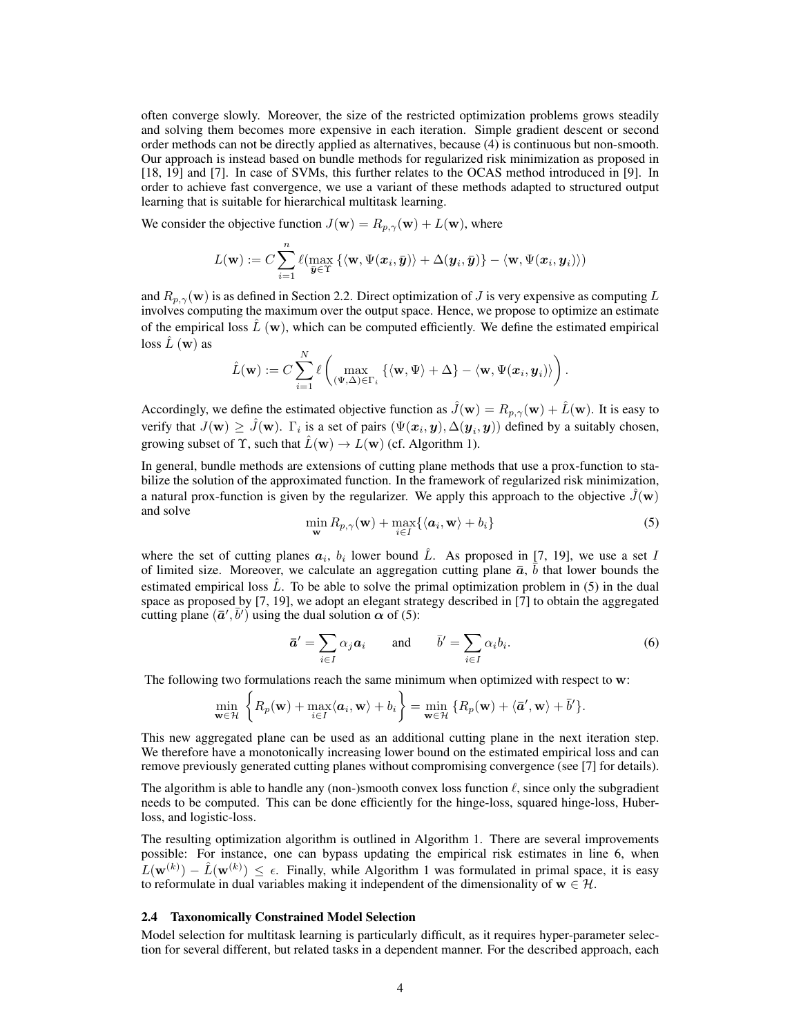often converge slowly. Moreover, the size of the restricted optimization problems grows steadily and solving them becomes more expensive in each iteration. Simple gradient descent or second order methods can not be directly applied as alternatives, because (4) is continuous but non-smooth. Our approach is instead based on bundle methods for regularized risk minimization as proposed in [18, 19] and [7]. In case of SVMs, this further relates to the OCAS method introduced in [9]. In order to achieve fast convergence, we use a variant of these methods adapted to structured output learning that is suitable for hierarchical multitask learning.

We consider the objective function $J(\mathbf{w}) = R_{p,\gamma}(\mathbf{w}) + L(\mathbf{w})$, where

$$L(\mathbf{w}) := C \sum_{i=1}^{n} \ell(\max_{\bar{\boldsymbol{y}} \in \Upsilon} \{\langle \mathbf{w}, \Psi(\boldsymbol{x}_i, \bar{\boldsymbol{y}}) \rangle + \Delta(\boldsymbol{y}_i, \bar{\boldsymbol{y}})\} - \langle \mathbf{w}, \Psi(\boldsymbol{x}_i, \boldsymbol{y}_i) \rangle)$$

and $R_{p,\gamma}(\mathbf{w})$ is as defined in Section 2.2. Direct optimization of $J$ is very expensive as computing $L$ involves computing the maximum over the output space. Hence, we propose to optimize an estimate of the empirical loss $\hat{L}(\mathbf{w})$, which can be computed efficiently. We define the estimated empirical loss $\hat{L}(\mathbf{w})$ as

$$\hat{L}(\mathbf{w}) := C \sum_{i=1}^{N} \ell \left( \max_{(\Psi, \Delta) \in \Gamma_i} \{\langle \mathbf{w}, \Psi \rangle + \Delta\} - \langle \mathbf{w}, \Psi(\boldsymbol{x}_i, \boldsymbol{y}_i) \rangle \right).$$

Accordingly, we define the estimated objective function as $\hat{J}(\mathbf{w}) = R_{p,\gamma}(\mathbf{w}) + \hat{L}(\mathbf{w})$. It is easy to verify that $J(\mathbf{w}) \geq \hat{J}(\mathbf{w})$. $\Gamma_i$ is a set of pairs $(\Psi(\boldsymbol{x}_i, \boldsymbol{y}), \Delta(\boldsymbol{y}_i, \boldsymbol{y}))$ defined by a suitably chosen, growing subset of $\Upsilon$, such that $\hat{L}(\mathbf{w}) \to L(\mathbf{w})$ (cf. Algorithm 1).

In general, bundle methods are extensions of cutting plane methods that use a prox-function to stabilize the solution of the approximated function. In the framework of regularized risk minimization, a natural prox-function is given by the regularizer. We apply this approach to the objective $\hat{J}(\mathbf{w})$ and solve

$$\min_{\mathbf{w}} R_{p,\gamma}(\mathbf{w}) + \max_{i \in I} \{\langle \boldsymbol{a}_i, \mathbf{w} \rangle + b_i\} \tag{5}$$

where the set of cutting planes $\boldsymbol{a}_i$, $b_i$ lower bound $\hat{L}$. As proposed in [7, 19], we use a set $I$ of limited size. Moreover, we calculate an aggregation cutting plane $\bar{\boldsymbol{a}}$, $\bar{b}$ that lower bounds the estimated empirical loss $\hat{L}$. To be able to solve the primal optimization problem in (5) in the dual space as proposed by [7, 19], we adopt an elegant strategy described in [7] to obtain the aggregated cutting plane $(\bar{\boldsymbol{a}}', \bar{b}')$ using the dual solution $\boldsymbol{\alpha}$ of (5):

$$\bar{\boldsymbol{a}}' = \sum_{i \in I} \alpha_j \boldsymbol{a}_i \qquad \text{and} \qquad \bar{b}' = \sum_{i \in I} \alpha_i b_i. \tag{6}$$

The following two formulations reach the same minimum when optimized with respect to $\mathbf{w}$:

$$\min_{\mathbf{w} \in \mathcal{H}} \left\{ R_p(\mathbf{w}) + \max_{i \in I} \langle \boldsymbol{a}_i, \mathbf{w} \rangle + b_i \right\} = \min_{\mathbf{w} \in \mathcal{H}} \{R_p(\mathbf{w}) + \langle \bar{\boldsymbol{a}}', \mathbf{w} \rangle + \bar{b}'\}.$$

This new aggregated plane can be used as an additional cutting plane in the next iteration step. We therefore have a monotonically increasing lower bound on the estimated empirical loss and can remove previously generated cutting planes without compromising convergence (see [7] for details).

The algorithm is able to handle any (non-)smooth convex loss function $\ell$, since only the subgradient needs to be computed. This can be done efficiently for the hinge-loss, squared hinge-loss, Huber-loss, and logistic-loss.

The resulting optimization algorithm is outlined in Algorithm 1. There are several improvements possible: For instance, one can bypass updating the empirical risk estimates in line 6, when $L(\mathbf{w}^{(k)}) - \hat{L}(\mathbf{w}^{(k)}) \leq \epsilon$. Finally, while Algorithm 1 was formulated in primal space, it is easy to reformulate in dual variables making it independent of the dimensionality of $\mathbf{w} \in \mathcal{H}$.

### 2.4 Taxonomically Constrained Model Selection

Model selection for multitask learning is particularly difficult, as it requires hyper-parameter selection for several different, but related tasks in a dependent manner. For the described approach, each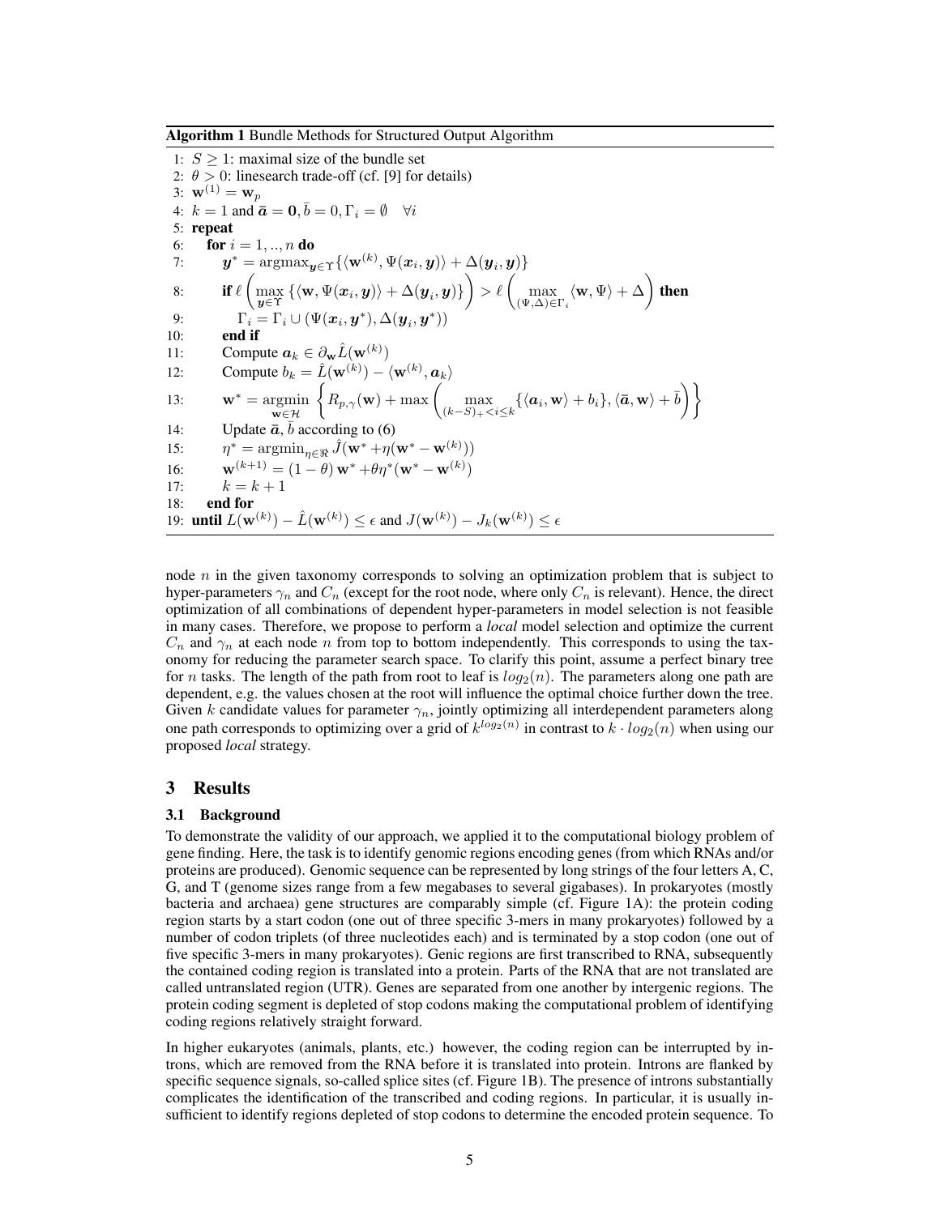**Algorithm 1** Bundle Methods for Structured Output Algorithm

1: $S \geq 1$: maximal size of the bundle set
2: $\theta > 0$: linesearch trade-off (cf. [9] for details)
3: $\mathbf{w}^{(1)} = \mathbf{w}_p$
4: $k = 1$ and $\bar{\boldsymbol{a}} = \mathbf{0}, \bar{b} = 0, \Gamma_i = \emptyset \quad \forall i$
5: **repeat**
6: **for** $i = 1, .., n$ **do**
7: $\boldsymbol{y}^* = \mathrm{argmax}_{\boldsymbol{y} \in \Upsilon}\{\langle \mathbf{w}^{(k)}, \Psi(\boldsymbol{x}_i, \boldsymbol{y})\rangle + \Delta(\boldsymbol{y}_i, \boldsymbol{y})\}$
8: **if** $\ell\left(\max_{\boldsymbol{y}\in\Upsilon}\{\langle \mathbf{w}, \Psi(\boldsymbol{x}_i, \boldsymbol{y})\rangle + \Delta(\boldsymbol{y}_i, \boldsymbol{y})\}\right) > \ell\left(\max_{(\Psi,\Delta)\in\Gamma_i}\langle \mathbf{w}, \Psi\rangle + \Delta\right)$ **then**
9: $\Gamma_i = \Gamma_i \cup (\Psi(\boldsymbol{x}_i, \boldsymbol{y}^*), \Delta(\boldsymbol{y}_i, \boldsymbol{y}^*))$
10: **end if**
11: Compute $\boldsymbol{a}_k \in \partial_{\mathbf{w}} \hat{L}(\mathbf{w}^{(k)})$
12: Compute $b_k = \hat{L}(\mathbf{w}^{(k)}) - \langle \mathbf{w}^{(k)}, \boldsymbol{a}_k\rangle$
13: $\mathbf{w}^* = \operatorname*{argmin}_{\mathbf{w}\in\mathcal{H}}\left\{R_{p,\gamma}(\mathbf{w}) + \max\left(\max_{(k-S)_+ < i \leq k}\{\langle \boldsymbol{a}_i, \mathbf{w}\rangle + b_i\}, \langle \bar{\boldsymbol{a}}, \mathbf{w}\rangle + \bar{b}\right)\right\}$
14: Update $\bar{\boldsymbol{a}}, \bar{b}$ according to (6)
15: $\eta^* = \mathrm{argmin}_{\eta\in\Re}\hat{J}(\mathbf{w}^* + \eta(\mathbf{w}^* - \mathbf{w}^{(k)}))$
16: $\mathbf{w}^{(k+1)} = (1-\theta)\,\mathbf{w}^* + \theta\eta^*(\mathbf{w}^* - \mathbf{w}^{(k)})$
17: $k = k + 1$
18: **end for**
19: **until** $L(\mathbf{w}^{(k)}) - \hat{L}(\mathbf{w}^{(k)}) \leq \epsilon$ and $J(\mathbf{w}^{(k)}) - J_k(\mathbf{w}^{(k)}) \leq \epsilon$

node $n$ in the given taxonomy corresponds to solving an optimization problem that is subject to hyper-parameters $\gamma_n$ and $C_n$ (except for the root node, where only $C_n$ is relevant). Hence, the direct optimization of all combinations of dependent hyper-parameters in model selection is not feasible in many cases. Therefore, we propose to perform a *local* model selection and optimize the current $C_n$ and $\gamma_n$ at each node $n$ from top to bottom independently. This corresponds to using the taxonomy for reducing the parameter search space. To clarify this point, assume a perfect binary tree for $n$ tasks. The length of the path from root to leaf is $log_2(n)$. The parameters along one path are dependent, e.g. the values chosen at the root will influence the optimal choice further down the tree. Given $k$ candidate values for parameter $\gamma_n$, jointly optimizing all interdependent parameters along one path corresponds to optimizing over a grid of $k^{log_2(n)}$ in contrast to $k \cdot log_2(n)$ when using our proposed *local* strategy.

## 3 Results

### 3.1 Background

To demonstrate the validity of our approach, we applied it to the computational biology problem of gene finding. Here, the task is to identify genomic regions encoding genes (from which RNAs and/or proteins are produced). Genomic sequence can be represented by long strings of the four letters A, C, G, and T (genome sizes range from a few megabases to several gigabases). In prokaryotes (mostly bacteria and archaea) gene structures are comparably simple (cf. Figure 1A): the protein coding region starts by a start codon (one out of three specific 3-mers in many prokaryotes) followed by a number of codon triplets (of three nucleotides each) and is terminated by a stop codon (one out of five specific 3-mers in many prokaryotes). Genic regions are first transcribed to RNA, subsequently the contained coding region is translated into a protein. Parts of the RNA that are not translated are called untranslated region (UTR). Genes are separated from one another by intergenic regions. The protein coding segment is depleted of stop codons making the computational problem of identifying coding regions relatively straight forward.

In higher eukaryotes (animals, plants, etc.) however, the coding region can be interrupted by introns, which are removed from the RNA before it is translated into protein. Introns are flanked by specific sequence signals, so-called splice sites (cf. Figure 1B). The presence of introns substantially complicates the identification of the transcribed and coding regions. In particular, it is usually insufficient to identify regions depleted of stop codons to determine the encoded protein sequence. To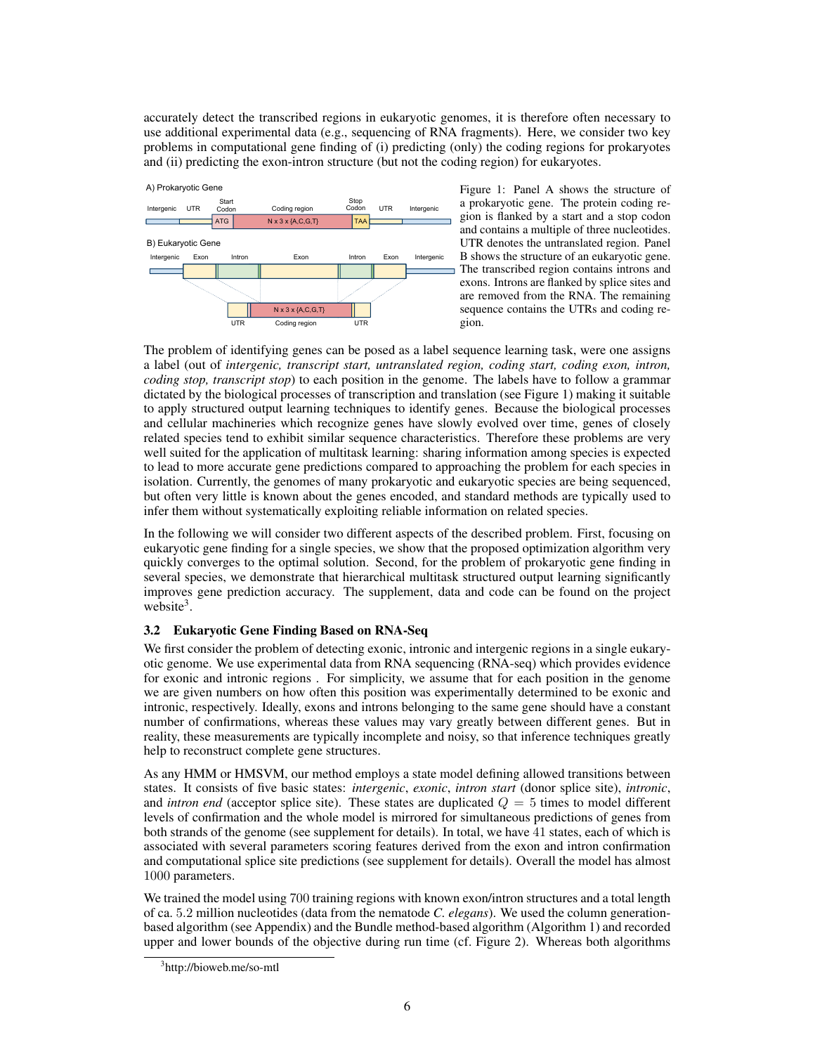accurately detect the transcribed regions in eukaryotic genomes, it is therefore often necessary to use additional experimental data (e.g., sequencing of RNA fragments). Here, we consider two key problems in computational gene finding of (i) predicting (only) the coding regions for prokaryotes and (ii) predicting the exon-intron structure (but not the coding region) for eukaryotes.

Figure 1: Panel A shows the structure of a prokaryotic gene. The protein coding region is flanked by a start and a stop codon and contains a multiple of three nucleotides. UTR denotes the untranslated region. Panel B shows the structure of an eukaryotic gene. The transcribed region contains introns and exons. Introns are flanked by splice sites and are removed from the RNA. The remaining sequence contains the UTRs and coding region.

The problem of identifying genes can be posed as a label sequence learning task, were one assigns a label (out of *intergenic, transcript start, untranslated region, coding start, coding exon, intron, coding stop, transcript stop*) to each position in the genome. The labels have to follow a grammar dictated by the biological processes of transcription and translation (see Figure 1) making it suitable to apply structured output learning techniques to identify genes. Because the biological processes and cellular machineries which recognize genes have slowly evolved over time, genes of closely related species tend to exhibit similar sequence characteristics. Therefore these problems are very well suited for the application of multitask learning: sharing information among species is expected to lead to more accurate gene predictions compared to approaching the problem for each species in isolation. Currently, the genomes of many prokaryotic and eukaryotic species are being sequenced, but often very little is known about the genes encoded, and standard methods are typically used to infer them without systematically exploiting reliable information on related species.

In the following we will consider two different aspects of the described problem. First, focusing on eukaryotic gene finding for a single species, we show that the proposed optimization algorithm very quickly converges to the optimal solution. Second, for the problem of prokaryotic gene finding in several species, we demonstrate that hierarchical multitask structured output learning significantly improves gene prediction accuracy. The supplement, data and code can be found on the project website[3].

### 3.2 Eukaryotic Gene Finding Based on RNA-Seq

We first consider the problem of detecting exonic, intronic and intergenic regions in a single eukaryotic genome. We use experimental data from RNA sequencing (RNA-seq) which provides evidence for exonic and intronic regions . For simplicity, we assume that for each position in the genome we are given numbers on how often this position was experimentally determined to be exonic and intronic, respectively. Ideally, exons and introns belonging to the same gene should have a constant number of confirmations, whereas these values may vary greatly between different genes. But in reality, these measurements are typically incomplete and noisy, so that inference techniques greatly help to reconstruct complete gene structures.

As any HMM or HMSVM, our method employs a state model defining allowed transitions between states. It consists of five basic states: *intergenic*, *exonic*, *intron start* (donor splice site), *intronic*, and *intron end* (acceptor splice site). These states are duplicated $Q = 5$ times to model different levels of confirmation and the whole model is mirrored for simultaneous predictions of genes from both strands of the genome (see supplement for details). In total, we have $41$ states, each of which is associated with several parameters scoring features derived from the exon and intron confirmation and computational splice site predictions (see supplement for details). Overall the model has almost $1000$ parameters.

We trained the model using $700$ training regions with known exon/intron structures and a total length of ca. $5.2$ million nucleotides (data from the nematode *C. elegans*). We used the column generation-based algorithm (see Appendix) and the Bundle method-based algorithm (Algorithm 1) and recorded upper and lower bounds of the objective during run time (cf. Figure 2). Whereas both algorithms

[3] http://bioweb.me/so-mtl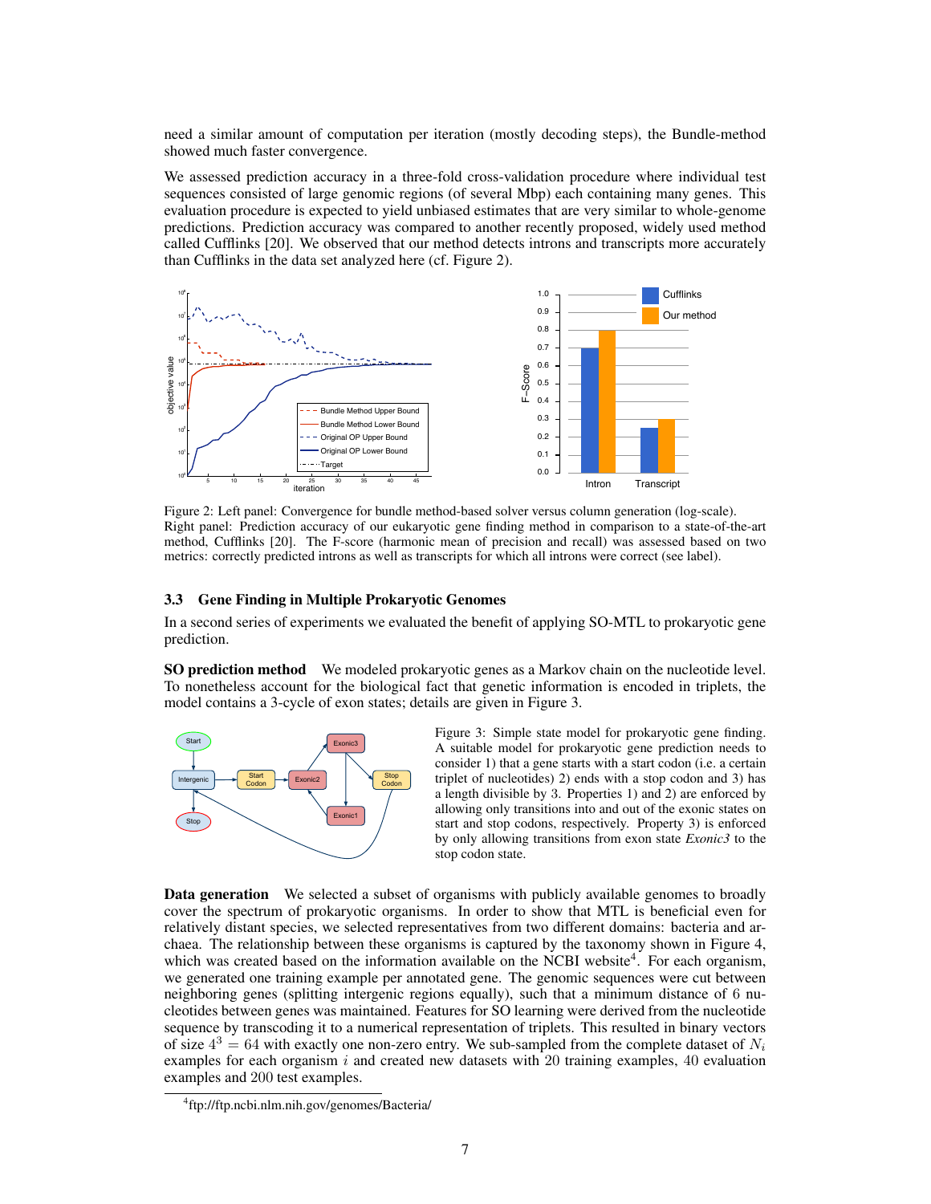need a similar amount of computation per iteration (mostly decoding steps), the Bundle-method showed much faster convergence.

We assessed prediction accuracy in a three-fold cross-validation procedure where individual test sequences consisted of large genomic regions (of several Mbp) each containing many genes. This evaluation procedure is expected to yield unbiased estimates that are very similar to whole-genome predictions. Prediction accuracy was compared to another recently proposed, widely used method called Cufflinks [20]. We observed that our method detects introns and transcripts more accurately than Cufflinks in the data set analyzed here (cf. Figure 2).

Figure 2: Left panel: Convergence for bundle method-based solver versus column generation (log-scale). Right panel: Prediction accuracy of our eukaryotic gene finding method in comparison to a state-of-the-art method, Cufflinks [20]. The F-score (harmonic mean of precision and recall) was assessed based on two metrics: correctly predicted introns as well as transcripts for which all introns were correct (see label).

### 3.3 Gene Finding in Multiple Prokaryotic Genomes

In a second series of experiments we evaluated the benefit of applying SO-MTL to prokaryotic gene prediction.

**SO prediction method** We modeled prokaryotic genes as a Markov chain on the nucleotide level. To nonetheless account for the biological fact that genetic information is encoded in triplets, the model contains a 3-cycle of exon states; details are given in Figure 3.

Figure 3: Simple state model for prokaryotic gene finding. A suitable model for prokaryotic gene prediction needs to consider 1) that a gene starts with a start codon (i.e. a certain triplet of nucleotides) 2) ends with a stop codon and 3) has a length divisible by 3. Properties 1) and 2) are enforced by allowing only transitions into and out of the exonic states on start and stop codons, respectively. Property 3) is enforced by only allowing transitions from exon state *Exonic3* to the stop codon state.

**Data generation** We selected a subset of organisms with publicly available genomes to broadly cover the spectrum of prokaryotic organisms. In order to show that MTL is beneficial even for relatively distant species, we selected representatives from two different domains: bacteria and archaea. The relationship between these organisms is captured by the taxonomy shown in Figure 4, which was created based on the information available on the NCBI website[4]. For each organism, we generated one training example per annotated gene. The genomic sequences were cut between neighboring genes (splitting intergenic regions equally), such that a minimum distance of 6 nucleotides between genes was maintained. Features for SO learning were derived from the nucleotide sequence by transcoding it to a numerical representation of triplets. This resulted in binary vectors of size $4^3 = 64$ with exactly one non-zero entry. We sub-sampled from the complete dataset of $N_i$ examples for each organism $i$ and created new datasets with 20 training examples, 40 evaluation examples and 200 test examples.

[4] ftp://ftp.ncbi.nlm.nih.gov/genomes/Bacteria/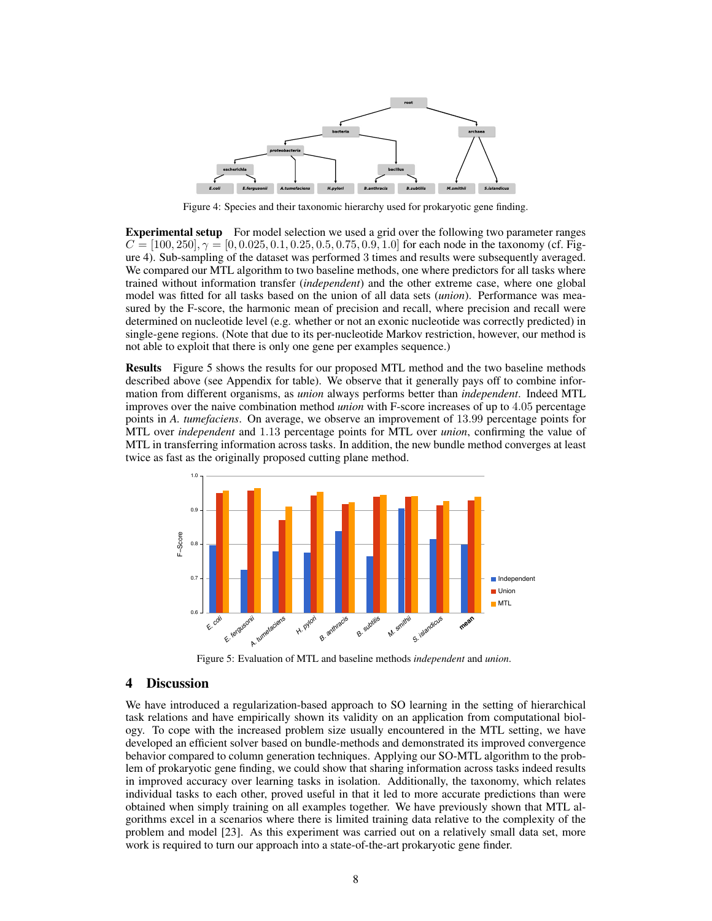Figure 4: Species and their taxonomic hierarchy used for prokaryotic gene finding.

**Experimental setup** For model selection we used a grid over the following two parameter ranges $C = [100, 250]$, $\gamma = [0, 0.025, 0.1, 0.25, 0.5, 0.75, 0.9, 1.0]$ for each node in the taxonomy (cf. Figure 4). Sub-sampling of the dataset was performed 3 times and results were subsequently averaged. We compared our MTL algorithm to two baseline methods, one where predictors for all tasks where trained without information transfer (*independent*) and the other extreme case, where one global model was fitted for all tasks based on the union of all data sets (*union*). Performance was measured by the F-score, the harmonic mean of precision and recall, where precision and recall were determined on nucleotide level (e.g. whether or not an exonic nucleotide was correctly predicted) in single-gene regions. (Note that due to its per-nucleotide Markov restriction, however, our method is not able to exploit that there is only one gene per examples sequence.)

**Results** Figure 5 shows the results for our proposed MTL method and the two baseline methods described above (see Appendix for table). We observe that it generally pays off to combine information from different organisms, as *union* always performs better than *independent*. Indeed MTL improves over the naive combination method *union* with F-score increases of up to 4.05 percentage points in *A. tumefaciens*. On average, we observe an improvement of 13.99 percentage points for MTL over *independent* and 1.13 percentage points for MTL over *union*, confirming the value of MTL in transferring information across tasks. In addition, the new bundle method converges at least twice as fast as the originally proposed cutting plane method.

Figure 5: Evaluation of MTL and baseline methods *independent* and *union*.

## 4 Discussion

We have introduced a regularization-based approach to SO learning in the setting of hierarchical task relations and have empirically shown its validity on an application from computational biology. To cope with the increased problem size usually encountered in the MTL setting, we have developed an efficient solver based on bundle-methods and demonstrated its improved convergence behavior compared to column generation techniques. Applying our SO-MTL algorithm to the problem of prokaryotic gene finding, we could show that sharing information across tasks indeed results in improved accuracy over learning tasks in isolation. Additionally, the taxonomy, which relates individual tasks to each other, proved useful in that it led to more accurate predictions than were obtained when simply training on all examples together. We have previously shown that MTL algorithms excel in a scenarios where there is limited training data relative to the complexity of the problem and model [23]. As this experiment was carried out on a relatively small data set, more work is required to turn our approach into a state-of-the-art prokaryotic gene finder.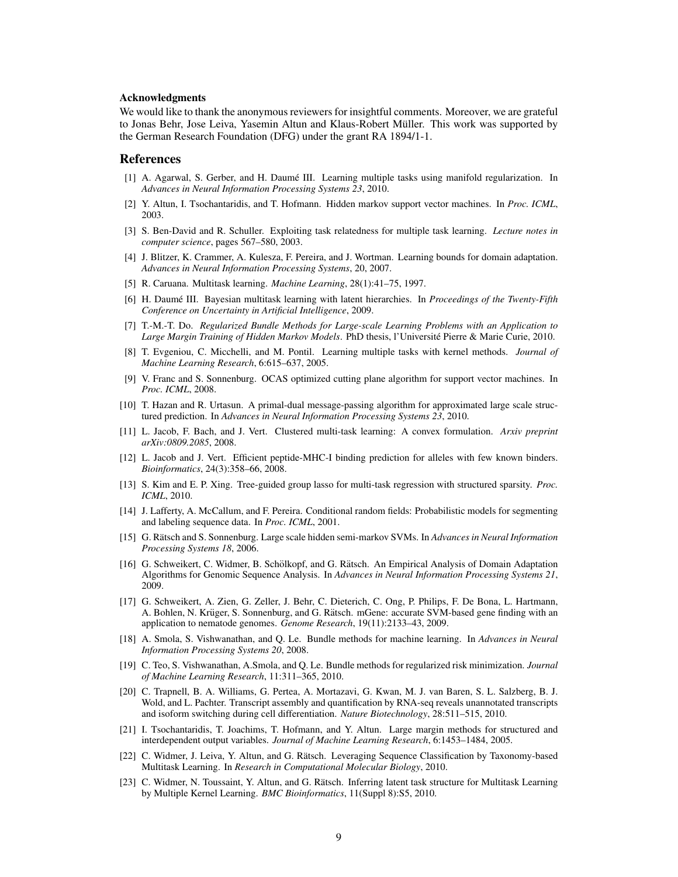### Acknowledgments

We would like to thank the anonymous reviewers for insightful comments. Moreover, we are grateful to Jonas Behr, Jose Leiva, Yasemin Altun and Klaus-Robert Müller. This work was supported by the German Research Foundation (DFG) under the grant RA 1894/1-1.

## References

[1] A. Agarwal, S. Gerber, and H. Daumé III. Learning multiple tasks using manifold regularization. In *Advances in Neural Information Processing Systems 23*, 2010.

[2] Y. Altun, I. Tsochantaridis, and T. Hofmann. Hidden markov support vector machines. In *Proc. ICML*, 2003.

[3] S. Ben-David and R. Schuller. Exploiting task relatedness for multiple task learning. *Lecture notes in computer science*, pages 567–580, 2003.

[4] J. Blitzer, K. Crammer, A. Kulesza, F. Pereira, and J. Wortman. Learning bounds for domain adaptation. *Advances in Neural Information Processing Systems*, 20, 2007.

[5] R. Caruana. Multitask learning. *Machine Learning*, 28(1):41–75, 1997.

[6] H. Daumé III. Bayesian multitask learning with latent hierarchies. In *Proceedings of the Twenty-Fifth Conference on Uncertainty in Artificial Intelligence*, 2009.

[7] T.-M.-T. Do. *Regularized Bundle Methods for Large-scale Learning Problems with an Application to Large Margin Training of Hidden Markov Models*. PhD thesis, l'Université Pierre & Marie Curie, 2010.

[8] T. Evgeniou, C. Micchelli, and M. Pontil. Learning multiple tasks with kernel methods. *Journal of Machine Learning Research*, 6:615–637, 2005.

[9] V. Franc and S. Sonnenburg. OCAS optimized cutting plane algorithm for support vector machines. In *Proc. ICML*, 2008.

[10] T. Hazan and R. Urtasun. A primal-dual message-passing algorithm for approximated large scale structured prediction. In *Advances in Neural Information Processing Systems 23*, 2010.

[11] L. Jacob, F. Bach, and J. Vert. Clustered multi-task learning: A convex formulation. *Arxiv preprint arXiv:0809.2085*, 2008.

[12] L. Jacob and J. Vert. Efficient peptide-MHC-I binding prediction for alleles with few known binders. *Bioinformatics*, 24(3):358–66, 2008.

[13] S. Kim and E. P. Xing. Tree-guided group lasso for multi-task regression with structured sparsity. *Proc. ICML*, 2010.

[14] J. Lafferty, A. McCallum, and F. Pereira. Conditional random fields: Probabilistic models for segmenting and labeling sequence data. In *Proc. ICML*, 2001.

[15] G. Rätsch and S. Sonnenburg. Large scale hidden semi-markov SVMs. In *Advances in Neural Information Processing Systems 18*, 2006.

[16] G. Schweikert, C. Widmer, B. Schölkopf, and G. Rätsch. An Empirical Analysis of Domain Adaptation Algorithms for Genomic Sequence Analysis. In *Advances in Neural Information Processing Systems 21*, 2009.

[17] G. Schweikert, A. Zien, G. Zeller, J. Behr, C. Dieterich, C. Ong, P. Philips, F. De Bona, L. Hartmann, A. Bohlen, N. Krüger, S. Sonnenburg, and G. Rätsch. mGene: accurate SVM-based gene finding with an application to nematode genomes. *Genome Research*, 19(11):2133–43, 2009.

[18] A. Smola, S. Vishwanathan, and Q. Le. Bundle methods for machine learning. In *Advances in Neural Information Processing Systems 20*, 2008.

[19] C. Teo, S. Vishwanathan, A.Smola, and Q. Le. Bundle methods for regularized risk minimization. *Journal of Machine Learning Research*, 11:311–365, 2010.

[20] C. Trapnell, B. A. Williams, G. Pertea, A. Mortazavi, G. Kwan, M. J. van Baren, S. L. Salzberg, B. J. Wold, and L. Pachter. Transcript assembly and quantification by RNA-seq reveals unannotated transcripts and isoform switching during cell differentiation. *Nature Biotechnology*, 28:511–515, 2010.

[21] I. Tsochantaridis, T. Joachims, T. Hofmann, and Y. Altun. Large margin methods for structured and interdependent output variables. *Journal of Machine Learning Research*, 6:1453–1484, 2005.

[22] C. Widmer, J. Leiva, Y. Altun, and G. Rätsch. Leveraging Sequence Classification by Taxonomy-based Multitask Learning. In *Research in Computational Molecular Biology*, 2010.

[23] C. Widmer, N. Toussaint, Y. Altun, and G. Rätsch. Inferring latent task structure for Multitask Learning by Multiple Kernel Learning. *BMC Bioinformatics*, 11(Suppl 8):S5, 2010.